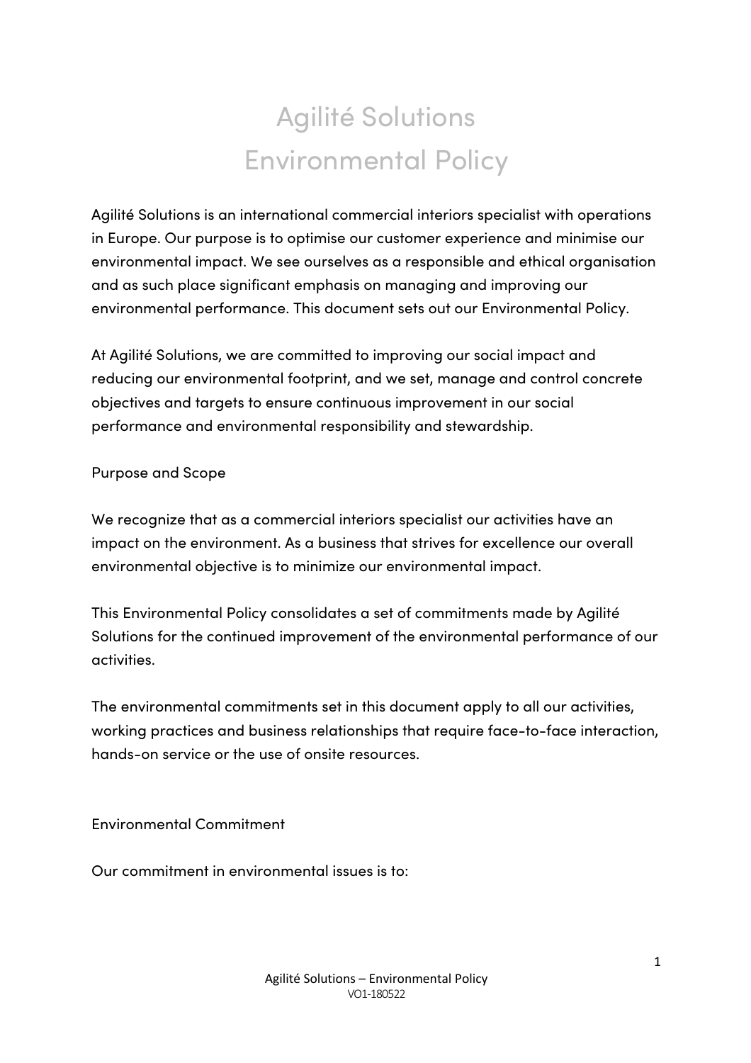# Agilité Solutions Environmental Policy

Agilité Solutions is an international commercial interiors specialist with operations in Europe. Our purpose is to optimise our customer experience and minimise our environmental impact. We see ourselves as a responsible and ethical organisation and as such place significant emphasis on managing and improving our environmental performance. This document sets out our Environmental Policy.

At Agilité Solutions, we are committed to improving our social impact and reducing our environmental footprint, and we set, manage and control concrete objectives and targets to ensure continuous improvement in our social performance and environmental responsibility and stewardship.

## Purpose and Scope

We recognize that as a commercial interiors specialist our activities have an impact on the environment. As a business that strives for excellence our overall environmental objective is to minimize our environmental impact.

This Environmental Policy consolidates a set of commitments made by Agilité Solutions for the continued improvement of the environmental performance of our activities.

The environmental commitments set in this document apply to all our activities, working practices and business relationships that require face-to-face interaction, hands-on service or the use of onsite resources.

## Environmental Commitment

Our commitment in environmental issues is to: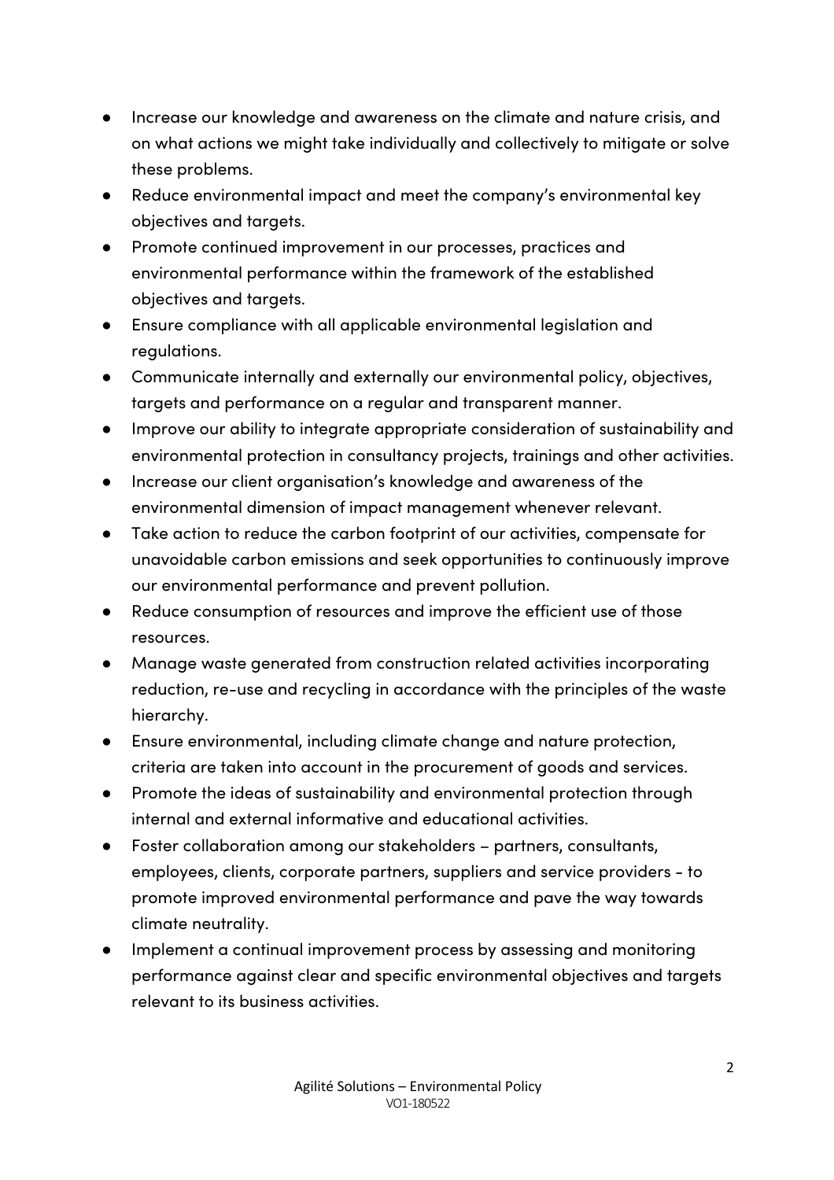- Increase our knowledge and awareness on the climate and nature crisis, and on what actions we might take individually and collectively to mitigate or solve these problems.
- Reduce environmental impact and meet the company's environmental key objectives and targets.
- Promote continued improvement in our processes, practices and environmental performance within the framework of the established objectives and targets.
- Ensure compliance with all applicable environmental legislation and regulations.
- Communicate internally and externally our environmental policy, objectives, targets and performance on a regular and transparent manner.
- Improve our ability to integrate appropriate consideration of sustainability and environmental protection in consultancy projects, trainings and other activities.
- Increase our client organisation's knowledge and awareness of the environmental dimension of impact management whenever relevant.
- Take action to reduce the carbon footprint of our activities, compensate for unavoidable carbon emissions and seek opportunities to continuously improve our environmental performance and prevent pollution.
- Reduce consumption of resources and improve the efficient use of those resources.
- Manage waste generated from construction related activities incorporating reduction, re-use and recycling in accordance with the principles of the waste hierarchy.
- Ensure environmental, including climate change and nature protection, criteria are taken into account in the procurement of goods and services.
- Promote the ideas of sustainability and environmental protection through internal and external informative and educational activities.
- Foster collaboration among our stakeholders – partners, consultants, employees, clients, corporate partners, suppliers and service providers - to promote improved environmental performance and pave the way towards climate neutrality.
- Implement a continual improvement process by assessing and monitoring performance against clear and specific environmental objectives and targets relevant to its business activities.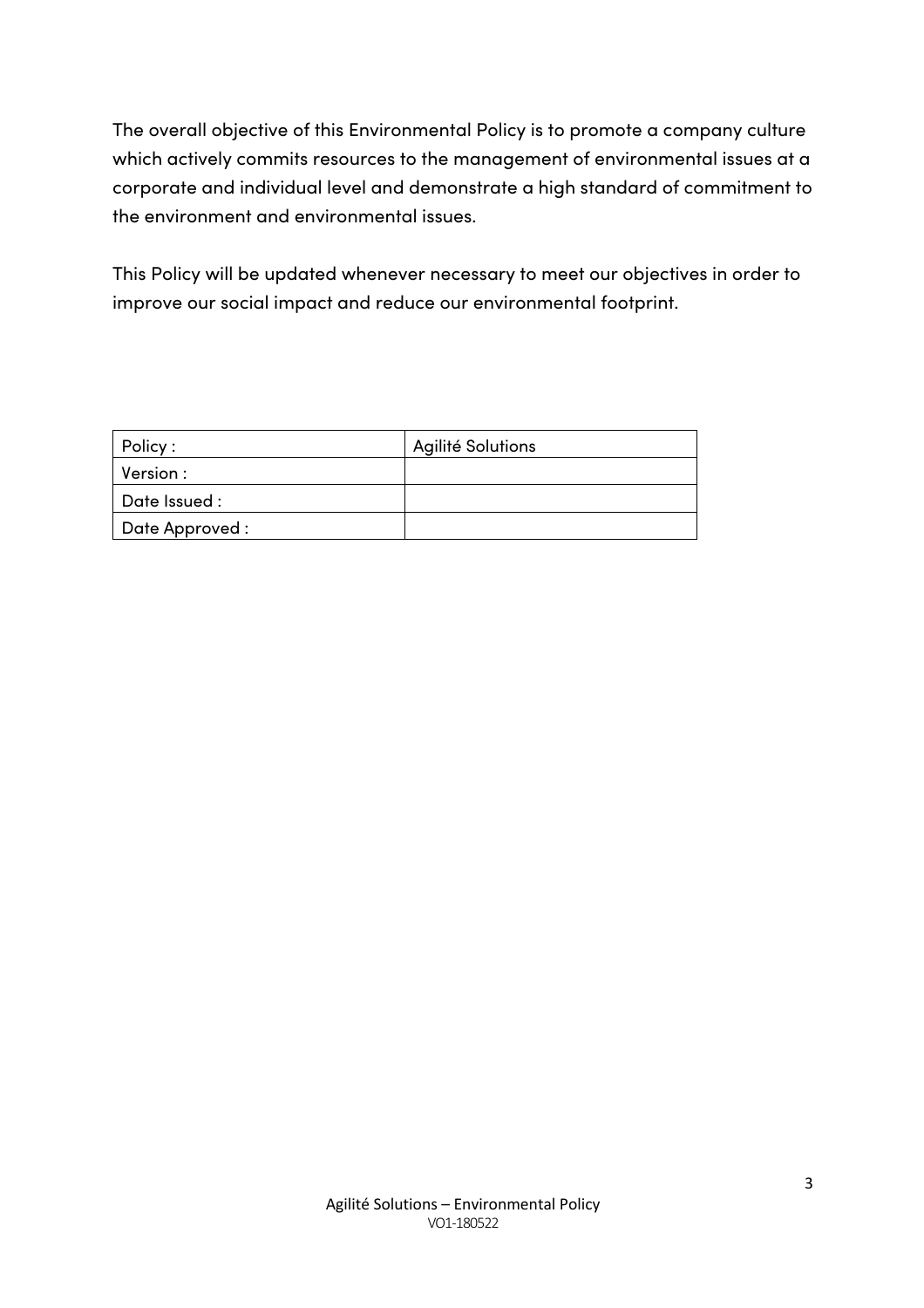The overall objective of this Environmental Policy is to promote a company culture which actively commits resources to the management of environmental issues at a corporate and individual level and demonstrate a high standard of commitment to the environment and environmental issues.

This Policy will be updated whenever necessary to meet our objectives in order to improve our social impact and reduce our environmental footprint.

| | |
|---|---|
| Policy : | Agilité Solutions |
| Version : | |
| Date Issued : | |
| Date Approved : | |